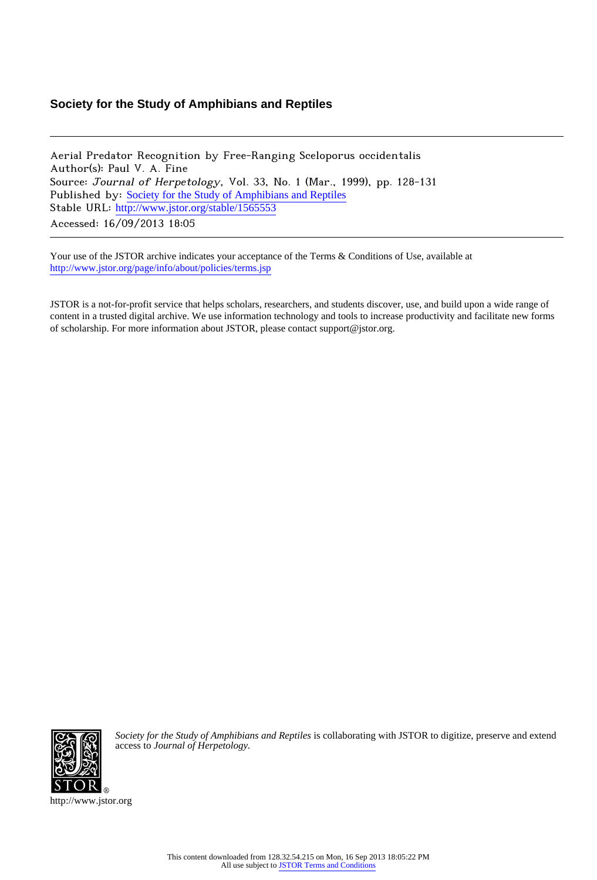**Society for the Study of Amphibians and Reptiles**

---

Aerial Predator Recognition by Free-Ranging Sceloporus occidentalis
Author(s): Paul V. A. Fine
Source: *Journal of Herpetology*, Vol. 33, No. 1 (Mar., 1999), pp. 128-131
Published by: Society for the Study of Amphibians and Reptiles
Stable URL: http://www.jstor.org/stable/1565553
Accessed: 16/09/2013 18:05

---

Your use of the JSTOR archive indicates your acceptance of the Terms & Conditions of Use, available at http://www.jstor.org/page/info/about/policies/terms.jsp

JSTOR is a not-for-profit service that helps scholars, researchers, and students discover, use, and build upon a wide range of content in a trusted digital archive. We use information technology and tools to increase productivity and facilitate new forms of scholarship. For more information about JSTOR, please contact support@jstor.org.

*Society for the Study of Amphibians and Reptiles* is collaborating with JSTOR to digitize, preserve and extend access to *Journal of Herpetology*.

http://www.jstor.org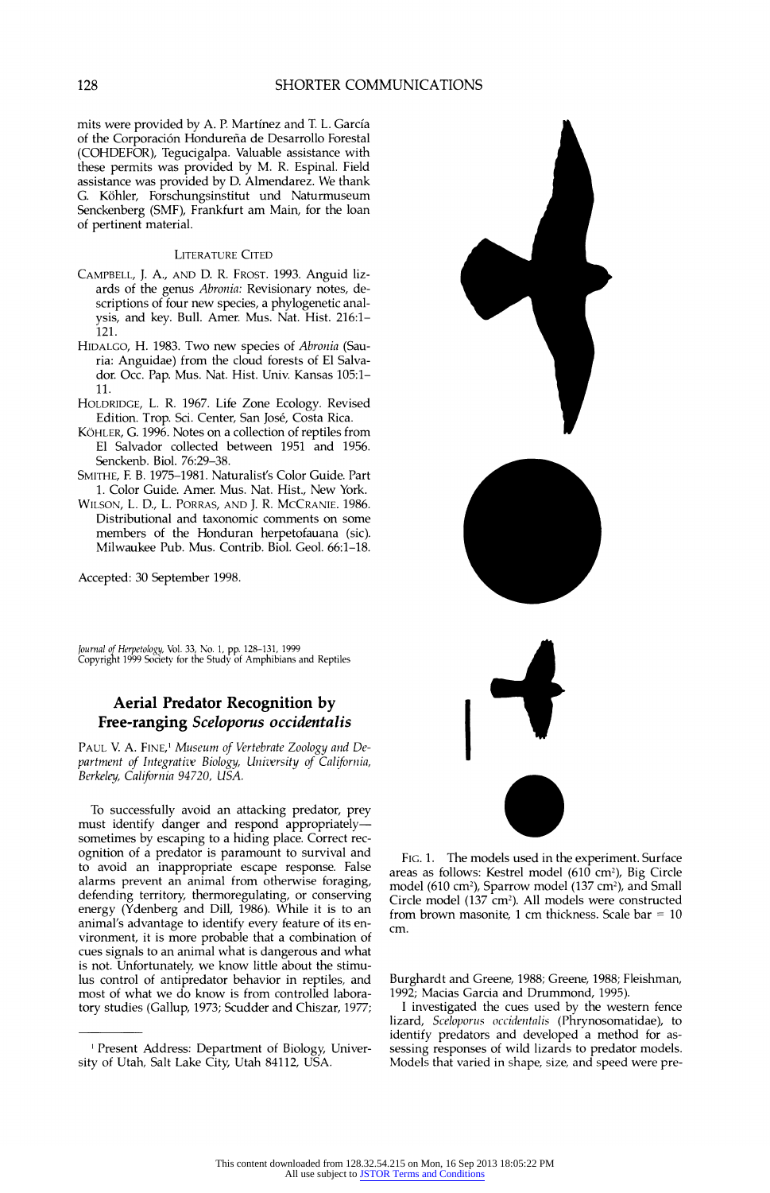mits were provided by A. P. Martínez and T. L. García of the Corporación Hondureña de Desarrollo Forestal (COHDEFOR), Tegucigalpa. Valuable assistance with these permits was provided by M. R. Espinal. Field assistance was provided by D. Almendarez. We thank G. Köhler, Forschungsinstitut und Naturmuseum Senckenberg (SMF), Frankfurt am Main, for the loan of pertinent material.

### LITERATURE CITED

CAMPBELL, J. A., AND D. R. FROST. 1993. Anguid lizards of the genus *Abronia:* Revisionary notes, descriptions of four new species, a phylogenetic analysis, and key. Bull. Amer. Mus. Nat. Hist. 216:1–121.

HIDALGO, H. 1983. Two new species of *Abronia* (Sauria: Anguidae) from the cloud forests of El Salvador. Occ. Pap. Mus. Nat. Hist. Univ. Kansas 105:1–11.

HOLDRIDGE, L. R. 1967. Life Zone Ecology. Revised Edition. Trop. Sci. Center, San José, Costa Rica.

KÖHLER, G. 1996. Notes on a collection of reptiles from El Salvador collected between 1951 and 1956. Senckenb. Biol. 76:29–38.

SMITHE, F. B. 1975–1981. Naturalist's Color Guide. Part 1. Color Guide. Amer. Mus. Nat. Hist., New York.

WILSON, L. D., L. PORRAS, AND J. R. MCCRANIE. 1986. Distributional and taxonomic comments on some members of the Honduran herpetofauana (sic). Milwaukee Pub. Mus. Contrib. Biol. Geol. 66:1–18.

Accepted: 30 September 1998.

*Journal of Herpetology*, Vol. 33, No. 1, pp. 128–131, 1999
Copyright 1999 Society for the Study of Amphibians and Reptiles

## Aerial Predator Recognition by Free-ranging *Sceloporus occidentalis*

PAUL V. A. FINE,[1] *Museum of Vertebrate Zoology and Department of Integrative Biology, University of California, Berkeley, California 94720, USA.*

To successfully avoid an attacking predator, prey must identify danger and respond appropriately—sometimes by escaping to a hiding place. Correct recognition of a predator is paramount to survival and to avoid an inappropriate escape response. False alarms prevent an animal from otherwise foraging, defending territory, thermoregulating, or conserving energy (Ydenberg and Dill, 1986). While it is to an animal's advantage to identify every feature of its environment, it is more probable that a combination of cues signals to an animal what is dangerous and what is not. Unfortunately, we know little about the stimulus control of antipredator behavior in reptiles, and most of what we do know is from controlled laboratory studies (Gallup, 1973; Scudder and Chiszar, 1977; Burghardt and Greene, 1988; Greene, 1988; Fleishman, 1992; Macias Garcia and Drummond, 1995).

[1] Present Address: Department of Biology, University of Utah, Salt Lake City, Utah 84112, USA.

FIG. 1. The models used in the experiment. Surface areas as follows: Kestrel model (610 $cm^2$), Big Circle model (610 $cm^2$), Sparrow model (137 $cm^2$), and Small Circle model (137 $cm^2$). All models were constructed from brown masonite, 1 cm thickness. Scale bar = 10 cm.

I investigated the cues used by the western fence lizard, *Sceloporus occidentalis* (Phrynosomatidae), to identify predators and developed a method for assessing responses of wild lizards to predator models. Models that varied in shape, size, and speed were pre-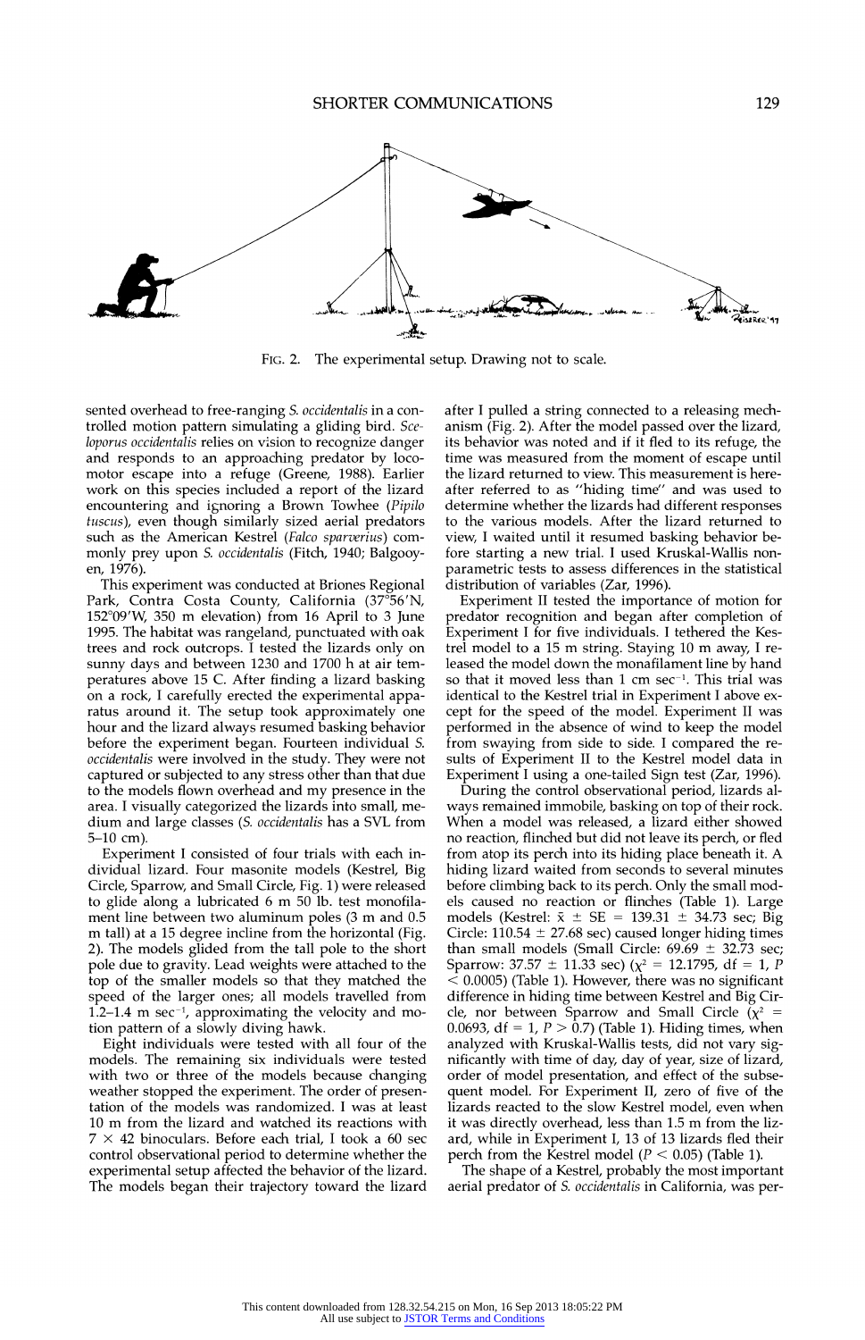FIG. 2. The experimental setup. Drawing not to scale.

sented overhead to free-ranging *S. occidentalis* in a controlled motion pattern simulating a gliding bird. *Sceloporus occidentalis* relies on vision to recognize danger and responds to an approaching predator by locomotor escape into a refuge (Greene, 1988). Earlier work on this species included a report of the lizard encountering and ignoring a Brown Towhee (*Pipilo fuscus*), even though similarly sized aerial predators such as the American Kestrel (*Falco sparverius*) commonly prey upon *S. occidentalis* (Fitch, 1940; Balgooyen, 1976).

This experiment was conducted at Briones Regional Park, Contra Costa County, California (37°56′N, 152°09′W, 350 m elevation) from 16 April to 3 June 1995. The habitat was rangeland, punctuated with oak trees and rock outcrops. I tested the lizards only on sunny days and between 1230 and 1700 h at air temperatures above 15 C. After finding a lizard basking on a rock, I carefully erected the experimental apparatus around it. The setup took approximately one hour and the lizard always resumed basking behavior before the experiment began. Fourteen individual *S. occidentalis* were involved in the study. They were not captured or subjected to any stress other than that due to the models flown overhead and my presence in the area. I visually categorized the lizards into small, medium and large classes (*S. occidentalis* has a SVL from 5–10 cm).

Experiment I consisted of four trials with each individual lizard. Four masonite models (Kestrel, Big Circle, Sparrow, and Small Circle, Fig. 1) were released to glide along a lubricated 6 m 50 lb. test monofilament line between two aluminum poles (3 m and 0.5 m tall) at a 15 degree incline from the horizontal (Fig. 2). The models glided from the tall pole to the short pole due to gravity. Lead weights were attached to the top of the smaller models so that they matched the speed of the larger ones; all models travelled from 1.2–1.4 m sec$^{-1}$, approximating the velocity and motion pattern of a slowly diving hawk.

Eight individuals were tested with all four of the models. The remaining six individuals were tested with two or three of the models because changing weather stopped the experiment. The order of presentation of the models was randomized. I was at least 10 m from the lizard and watched its reactions with 7 × 42 binoculars. Before each trial, I took a 60 sec control observational period to determine whether the experimental setup affected the behavior of the lizard. The models began their trajectory toward the lizard after I pulled a string connected to a releasing mechanism (Fig. 2). After the model passed over the lizard, its behavior was noted and if it fled to its refuge, the time was measured from the moment of escape until the lizard returned to view. This measurement is hereafter referred to as "hiding time" and was used to determine whether the lizards had different responses to the various models. After the lizard returned to view, I waited until it resumed basking behavior before starting a new trial. I used Kruskal-Wallis nonparametric tests to assess differences in the statistical distribution of variables (Zar, 1996).

Experiment II tested the importance of motion for predator recognition and began after completion of Experiment I for five individuals. I tethered the Kestrel model to a 15 m string. Staying 10 m away, I released the model down the monafilament line by hand so that it moved less than 1 cm sec$^{-1}$. This trial was identical to the Kestrel trial in Experiment I above except for the speed of the model. Experiment II was performed in the absence of wind to keep the model from swaying from side to side. I compared the results of Experiment II to the Kestrel model data in Experiment I using a one-tailed Sign test (Zar, 1996).

During the control observational period, lizards always remained immobile, basking on top of their rock. When a model was released, a lizard either showed no reaction, flinched but did not leave its perch, or fled from atop its perch into its hiding place beneath it. A hiding lizard waited from seconds to several minutes before climbing back to its perch. Only the small models caused no reaction or flinches (Table 1). Large models (Kestrel: $\bar{x} \pm$ SE = 139.31 ± 34.73 sec; Big Circle: 110.54 ± 27.68 sec) caused longer hiding times than small models (Small Circle: 69.69 ± 32.73 sec; Sparrow: 37.57 ± 11.33 sec) ($\chi^2$ = 12.1795, df = 1, $P$ < 0.0005) (Table 1). However, there was no significant difference in hiding time between Kestrel and Big Circle, nor between Sparrow and Small Circle ($\chi^2$ = 0.0693, df = 1, $P$ > 0.7) (Table 1). Hiding times, when analyzed with Kruskal-Wallis tests, did not vary significantly with time of day, day of year, size of lizard, order of model presentation, and effect of the subsequent model. For Experiment II, zero of five of the lizards reacted to the slow Kestrel model, even when it was directly overhead, less than 1.5 m from the lizard, while in Experiment I, 13 of 13 lizards fled their perch from the Kestrel model ($P$ < 0.05) (Table 1).

The shape of a Kestrel, probably the most important aerial predator of *S. occidentalis* in California, was per-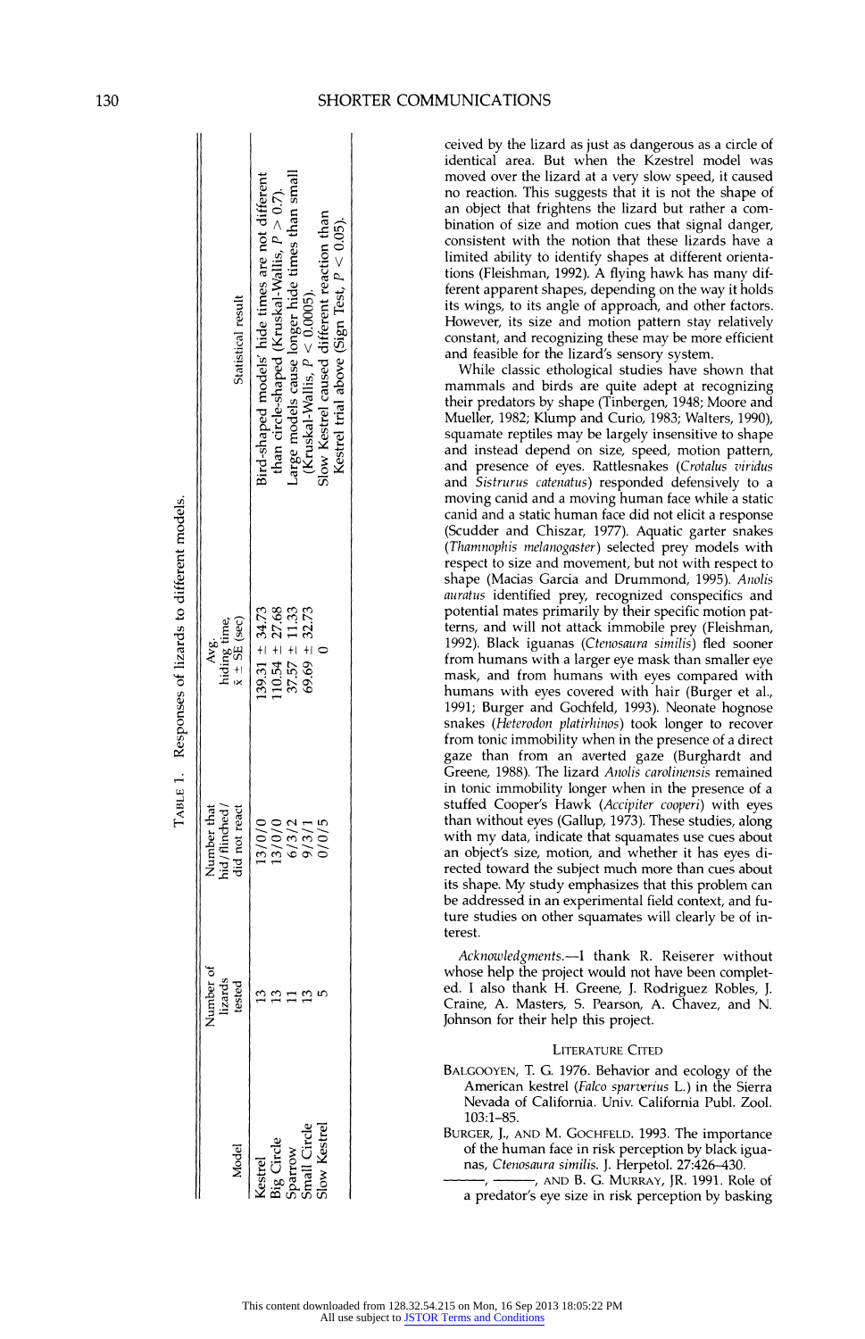TABLE 1. Responses of lizards to different models.

| Model | Number of lizards tested | Number that hid/flinched/did not react | Avg. hiding time, $\bar{x} \pm$ SE (sec) | Statistical result |
|---|---|---|---|---|
| Kestrel | 13 | 13/0/0 | 139.31 ± 34.73 | Bird-shaped models' hide times are not different than circle-shaped (Kruskal-Wallis, $P > 0.7$). |
| Big Circle | 13 | 13/0/0 | 110.54 ± 27.68 | |
| Sparrow | 11 | 6/3/2 | 37.57 ± 11.33 | Large models cause longer hide times than small (Kruskal-Wallis, $P < 0.0005$). |
| Small Circle | 13 | 9/3/1 | 69.69 ± 32.73 | |
| Slow Kestrel | 5 | 0/0/5 | 0 | Slow Kestrel caused different reaction than Kestrel trial above (Sign Test, $P < 0.05$). |

ceived by the lizard as just as dangerous as a circle of identical area. But when the Kzestrel model was moved over the lizard at a very slow speed, it caused no reaction. This suggests that it is not the shape of an object that frightens the lizard but rather a combination of size and motion cues that signal danger, consistent with the notion that these lizards have a limited ability to identify shapes at different orientations (Fleishman, 1992). A flying hawk has many different apparent shapes, depending on the way it holds its wings, to its angle of approach, and other factors. However, its size and motion pattern stay relatively constant, and recognizing these may be more efficient and feasible for the lizard's sensory system.

While classic ethological studies have shown that mammals and birds are quite adept at recognizing their predators by shape (Tinbergen, 1948; Moore and Mueller, 1982; Klump and Curio, 1983; Walters, 1990), squamate reptiles may be largely insensitive to shape and instead depend on size, speed, motion pattern, and presence of eyes. Rattlesnakes (*Crotalus viridus* and *Sistrurus catenatus*) responded defensively to a moving canid and a moving human face while a static canid and a static human face did not elicit a response (Scudder and Chiszar, 1977). Aquatic garter snakes (*Thamnophis melanogaster*) selected prey models with respect to size and movement, but not with respect to shape (Macias Garcia and Drummond, 1995). *Anolis auratus* identified prey, recognized conspecifics and potential mates primarily by their specific motion patterns, and will not attack immobile prey (Fleishman, 1992). Black iguanas (*Ctenosaura similis*) fled sooner from humans with a larger eye mask than smaller eye mask, and from humans with eyes compared with humans with eyes covered with hair (Burger et al., 1991; Burger and Gochfeld, 1993). Neonate hognose snakes (*Heterodon platirhinos*) took longer to recover from tonic immobility when in the presence of a direct gaze than from an averted gaze (Burghardt and Greene, 1988). The lizard *Anolis carolinensis* remained in tonic immobility longer when in the presence of a stuffed Cooper's Hawk (*Accipiter cooperi*) with eyes than without eyes (Gallup, 1973). These studies, along with my data, indicate that squamates use cues about an object's size, motion, and whether it has eyes directed toward the subject much more than cues about its shape. My study emphasizes that this problem can be addressed in an experimental field context, and future studies on other squamates will clearly be of interest.

*Acknowledgments.*—I thank R. Reiserer without whose help the project would not have been completed. I also thank H. Greene, J. Rodriguez Robles, J. Craine, A. Masters, S. Pearson, A. Chavez, and N. Johnson for their help this project.

## Literature Cited

Balgooyen, T. G. 1976. Behavior and ecology of the American kestrel (*Falco sparverius* L.) in the Sierra Nevada of California. Univ. California Publ. Zool. 103:1–85.

Burger, J., and M. Gochfeld. 1993. The importance of the human face in risk perception by black iguanas, *Ctenosaura similis*. J. Herpetol. 27:426–430.

———, ———, and B. G. Murray, Jr. 1991. Role of a predator's eye size in risk perception by basking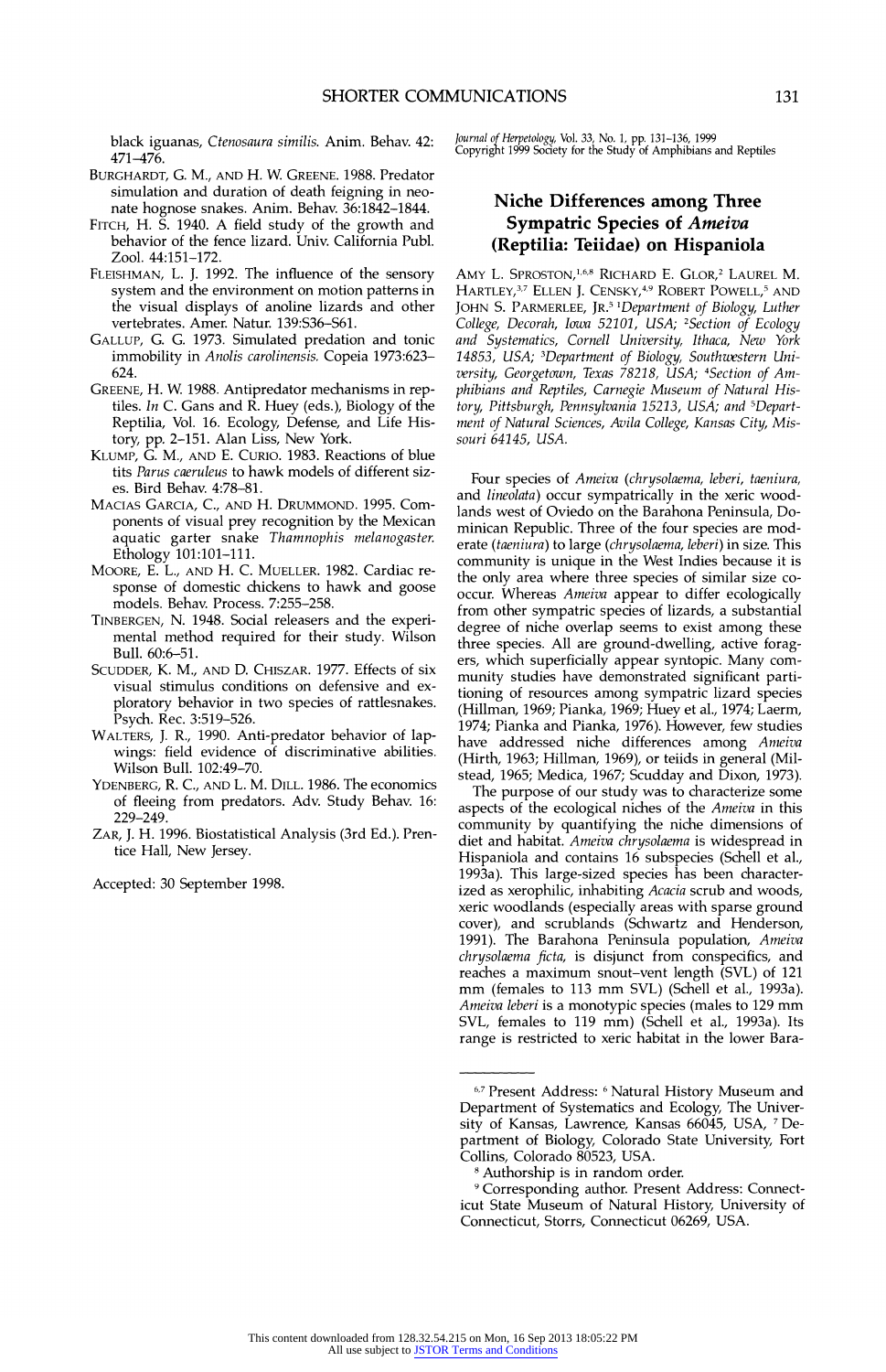black iguanas, *Ctenosaura similis*. Anim. Behav. 42: 471–476.

BURGHARDT, G. M., AND H. W. GREENE. 1988. Predator simulation and duration of death feigning in neonate hognose snakes. Anim. Behav. 36:1842–1844.

FITCH, H. S. 1940. A field study of the growth and behavior of the fence lizard. Univ. California Publ. Zool. 44:151–172.

FLEISHMAN, L. J. 1992. The influence of the sensory system and the environment on motion patterns in the visual displays of anoline lizards and other vertebrates. Amer. Natur. 139:S36–S61.

GALLUP, G. G. 1973. Simulated predation and tonic immobility in *Anolis carolinensis*. Copeia 1973:623–624.

GREENE, H. W. 1988. Antipredator mechanisms in reptiles. *In* C. Gans and R. Huey (eds.), Biology of the Reptilia, Vol. 16. Ecology, Defense, and Life History, pp. 2–151. Alan Liss, New York.

KLUMP, G. M., AND E. CURIO. 1983. Reactions of blue tits *Parus caeruleus* to hawk models of different sizes. Bird Behav. 4:78–81.

MACIAS GARCIA, C., AND H. DRUMMOND. 1995. Components of visual prey recognition by the Mexican aquatic garter snake *Thamnophis melanogaster*. Ethology 101:101–111.

MOORE, E. L., AND H. C. MUELLER. 1982. Cardiac response of domestic chickens to hawk and goose models. Behav. Process. 7:255–258.

TINBERGEN, N. 1948. Social releasers and the experimental method required for their study. Wilson Bull. 60:6–51.

SCUDDER, K. M., AND D. CHISZAR. 1977. Effects of six visual stimulus conditions on defensive and exploratory behavior in two species of rattlesnakes. Psych. Rec. 3:519–526.

WALTERS, J. R., 1990. Anti-predator behavior of lapwings: field evidence of discriminative abilities. Wilson Bull. 102:49–70.

YDENBERG, R. C., AND L. M. DILL. 1986. The economics of fleeing from predators. Adv. Study Behav. 16: 229–249.

ZAR, J. H. 1996. Biostatistical Analysis (3rd Ed.). Prentice Hall, New Jersey.

Accepted: 30 September 1998.

*Journal of Herpetology*, Vol. 33, No. 1, pp. 131–136, 1999
Copyright 1999 Society for the Study of Amphibians and Reptiles

# Niche Differences among Three Sympatric Species of *Ameiva* (Reptilia: Teiidae) on Hispaniola

AMY L. SPROSTON,[1,6,8] RICHARD E. GLOR,[2] LAUREL M. HARTLEY,[3,7] ELLEN J. CENSKY,[4,9] ROBERT POWELL,[5] AND JOHN S. PARMERLEE, JR.[5] [1]*Department of Biology, Luther College, Decorah, Iowa 52101, USA;* [2]*Section of Ecology and Systematics, Cornell University, Ithaca, New York 14853, USA;* [3]*Department of Biology, Southwestern University, Georgetown, Texas 78218, USA;* [4]*Section of Amphibians and Reptiles, Carnegie Museum of Natural History, Pittsburgh, Pennsylvania 15213, USA; and* [5]*Department of Natural Sciences, Avila College, Kansas City, Missouri 64145, USA.*

Four species of *Ameiva* (*chrysolaema, leberi, taeniura,* and *lineolata*) occur sympatrically in the xeric woodlands west of Oviedo on the Barahona Peninsula, Dominican Republic. Three of the four species are moderate (*taeniura*) to large (*chrysolaema, leberi*) in size. This community is unique in the West Indies because it is the only area where three species of similar size cooccur. Whereas *Ameiva* appear to differ ecologically from other sympatric species of lizards, a substantial degree of niche overlap seems to exist among these three species. All are ground-dwelling, active foragers, which superficially appear syntopic. Many community studies have demonstrated significant partitioning of resources among sympatric lizard species (Hillman, 1969; Pianka, 1969; Huey et al., 1974; Laerm, 1974; Pianka and Pianka, 1976). However, few studies have addressed niche differences among *Ameiva* (Hirth, 1963; Hillman, 1969), or teiids in general (Milstead, 1965; Medica, 1967; Scudday and Dixon, 1973).

The purpose of our study was to characterize some aspects of the ecological niches of the *Ameiva* in this community by quantifying the niche dimensions of diet and habitat. *Ameiva chrysolaema* is widespread in Hispaniola and contains 16 subspecies (Schell et al., 1993a). This large-sized species has been characterized as xerophilic, inhabiting *Acacia* scrub and woods, xeric woodlands (especially areas with sparse ground cover), and scrublands (Schwartz and Henderson, 1991). The Barahona Peninsula population, *Ameiva chrysolaema ficta*, is disjunct from conspecifics, and reaches a maximum snout–vent length (SVL) of 121 mm (females to 113 mm SVL) (Schell et al., 1993a). *Ameiva leberi* is a monotypic species (males to 129 mm SVL, females to 119 mm) (Schell et al., 1993a). Its range is restricted to xeric habitat in the lower Bara-

[6,7] Present Address: [6] Natural History Museum and Department of Systematics and Ecology, The University of Kansas, Lawrence, Kansas 66045, USA, [7] Department of Biology, Colorado State University, Fort Collins, Colorado 80523, USA.

[8] Authorship is in random order.

[9] Corresponding author. Present Address: Connecticut State Museum of Natural History, University of Connecticut, Storrs, Connecticut 06269, USA.